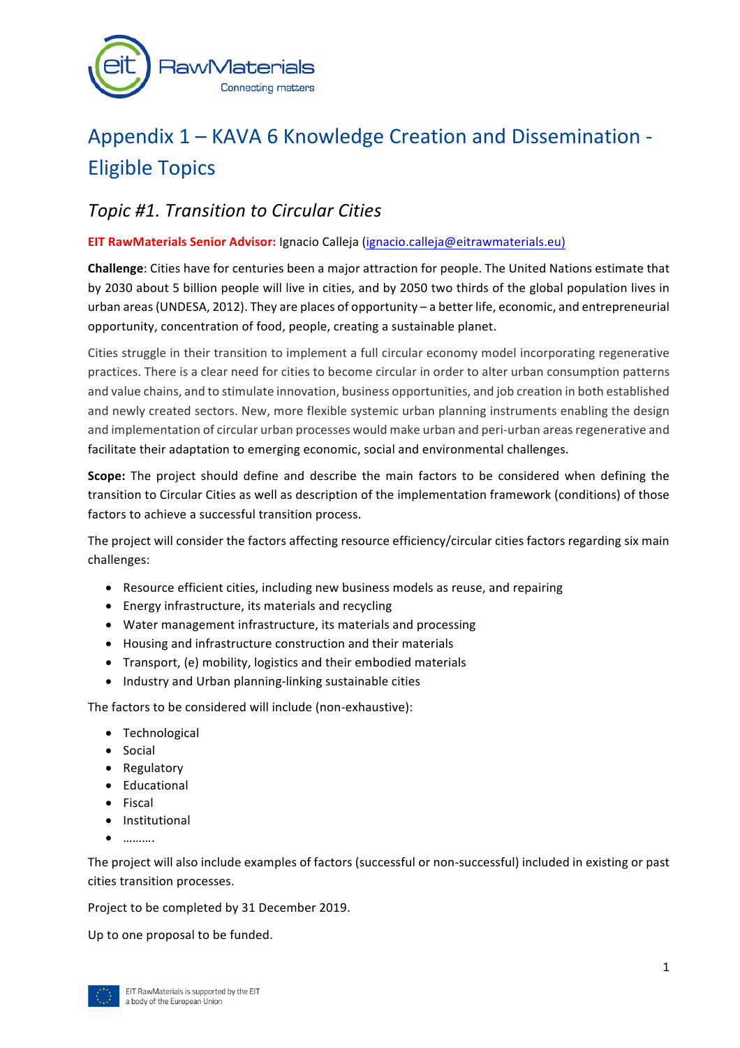# Appendix 1 – KAVA 6 Knowledge Creation and Dissemination - Eligible Topics

## *Topic #1. Transition to Circular Cities*

**EIT RawMaterials Senior Advisor:** Ignacio Calleja (ignacio.calleja@eitrawmaterials.eu)

**Challenge**: Cities have for centuries been a major attraction for people. The United Nations estimate that by 2030 about 5 billion people will live in cities, and by 2050 two thirds of the global population lives in urban areas (UNDESA, 2012). They are places of opportunity – a better life, economic, and entrepreneurial opportunity, concentration of food, people, creating a sustainable planet.

Cities struggle in their transition to implement a full circular economy model incorporating regenerative practices. There is a clear need for cities to become circular in order to alter urban consumption patterns and value chains, and to stimulate innovation, business opportunities, and job creation in both established and newly created sectors. New, more flexible systemic urban planning instruments enabling the design and implementation of circular urban processes would make urban and peri-urban areas regenerative and facilitate their adaptation to emerging economic, social and environmental challenges.

**Scope:** The project should define and describe the main factors to be considered when defining the transition to Circular Cities as well as description of the implementation framework (conditions) of those factors to achieve a successful transition process.

The project will consider the factors affecting resource efficiency/circular cities factors regarding six main challenges:

- Resource efficient cities, including new business models as reuse, and repairing
- Energy infrastructure, its materials and recycling
- Water management infrastructure, its materials and processing
- Housing and infrastructure construction and their materials
- Transport, (e) mobility, logistics and their embodied materials
- Industry and Urban planning-linking sustainable cities

The factors to be considered will include (non-exhaustive):

- Technological
- Social
- Regulatory
- Educational
- Fiscal
- Institutional
- ……….

The project will also include examples of factors (successful or non-successful) included in existing or past cities transition processes.

Project to be completed by 31 December 2019.

Up to one proposal to be funded.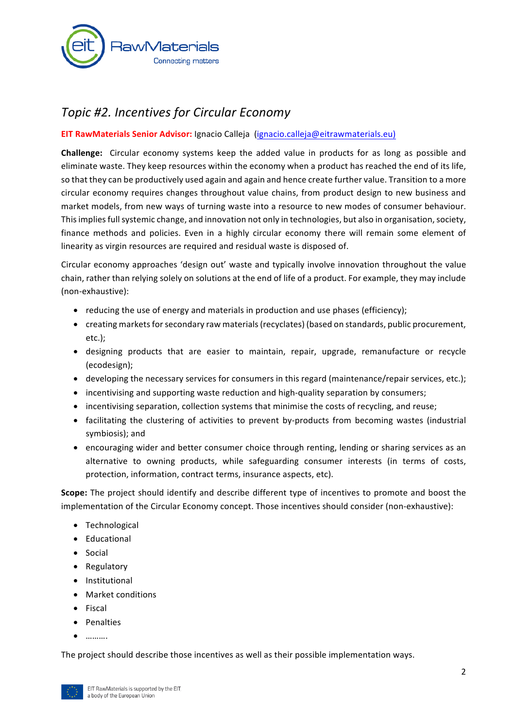## *Topic #2. Incentives for Circular Economy*

**EIT RawMaterials Senior Advisor:** Ignacio Calleja (ignacio.calleja@eitrawmaterials.eu)

**Challenge:** Circular economy systems keep the added value in products for as long as possible and eliminate waste. They keep resources within the economy when a product has reached the end of its life, so that they can be productively used again and again and hence create further value. Transition to a more circular economy requires changes throughout value chains, from product design to new business and market models, from new ways of turning waste into a resource to new modes of consumer behaviour. This implies full systemic change, and innovation not only in technologies, but also in organisation, society, finance methods and policies. Even in a highly circular economy there will remain some element of linearity as virgin resources are required and residual waste is disposed of.

Circular economy approaches 'design out' waste and typically involve innovation throughout the value chain, rather than relying solely on solutions at the end of life of a product. For example, they may include (non-exhaustive):

- reducing the use of energy and materials in production and use phases (efficiency);
- creating markets for secondary raw materials (recyclates) (based on standards, public procurement, etc.);
- designing products that are easier to maintain, repair, upgrade, remanufacture or recycle (ecodesign);
- developing the necessary services for consumers in this regard (maintenance/repair services, etc.);
- incentivising and supporting waste reduction and high-quality separation by consumers;
- incentivising separation, collection systems that minimise the costs of recycling, and reuse;
- facilitating the clustering of activities to prevent by-products from becoming wastes (industrial symbiosis); and
- encouraging wider and better consumer choice through renting, lending or sharing services as an alternative to owning products, while safeguarding consumer interests (in terms of costs, protection, information, contract terms, insurance aspects, etc).

**Scope:** The project should identify and describe different type of incentives to promote and boost the implementation of the Circular Economy concept. Those incentives should consider (non-exhaustive):

- Technological
- Educational
- Social
- Regulatory
- Institutional
- Market conditions
- Fiscal
- Penalties
- ……….

The project should describe those incentives as well as their possible implementation ways.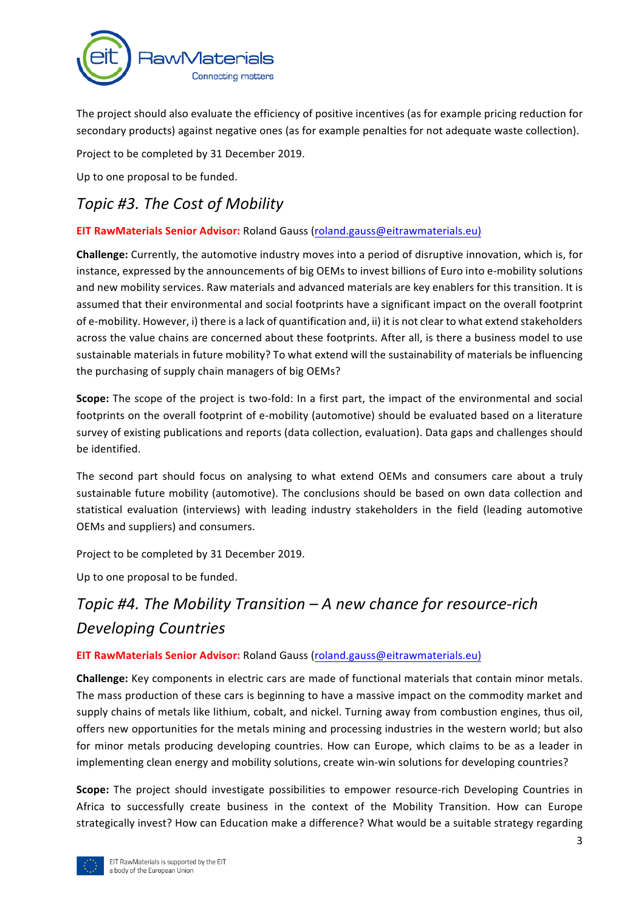The project should also evaluate the efficiency of positive incentives (as for example pricing reduction for secondary products) against negative ones (as for example penalties for not adequate waste collection).

Project to be completed by 31 December 2019.

Up to one proposal to be funded.

## *Topic #3. The Cost of Mobility*

**EIT RawMaterials Senior Advisor:** Roland Gauss (roland.gauss@eitrawmaterials.eu)

**Challenge:** Currently, the automotive industry moves into a period of disruptive innovation, which is, for instance, expressed by the announcements of big OEMs to invest billions of Euro into e-mobility solutions and new mobility services. Raw materials and advanced materials are key enablers for this transition. It is assumed that their environmental and social footprints have a significant impact on the overall footprint of e-mobility. However, i) there is a lack of quantification and, ii) it is not clear to what extend stakeholders across the value chains are concerned about these footprints. After all, is there a business model to use sustainable materials in future mobility? To what extend will the sustainability of materials be influencing the purchasing of supply chain managers of big OEMs?

**Scope:** The scope of the project is two-fold: In a first part, the impact of the environmental and social footprints on the overall footprint of e-mobility (automotive) should be evaluated based on a literature survey of existing publications and reports (data collection, evaluation). Data gaps and challenges should be identified.

The second part should focus on analysing to what extend OEMs and consumers care about a truly sustainable future mobility (automotive). The conclusions should be based on own data collection and statistical evaluation (interviews) with leading industry stakeholders in the field (leading automotive OEMs and suppliers) and consumers.

Project to be completed by 31 December 2019.

Up to one proposal to be funded.

## *Topic #4. The Mobility Transition – A new chance for resource-rich Developing Countries*

**EIT RawMaterials Senior Advisor:** Roland Gauss (roland.gauss@eitrawmaterials.eu)

**Challenge:** Key components in electric cars are made of functional materials that contain minor metals. The mass production of these cars is beginning to have a massive impact on the commodity market and supply chains of metals like lithium, cobalt, and nickel. Turning away from combustion engines, thus oil, offers new opportunities for the metals mining and processing industries in the western world; but also for minor metals producing developing countries. How can Europe, which claims to be as a leader in implementing clean energy and mobility solutions, create win-win solutions for developing countries?

**Scope:** The project should investigate possibilities to empower resource-rich Developing Countries in Africa to successfully create business in the context of the Mobility Transition. How can Europe strategically invest? How can Education make a difference? What would be a suitable strategy regarding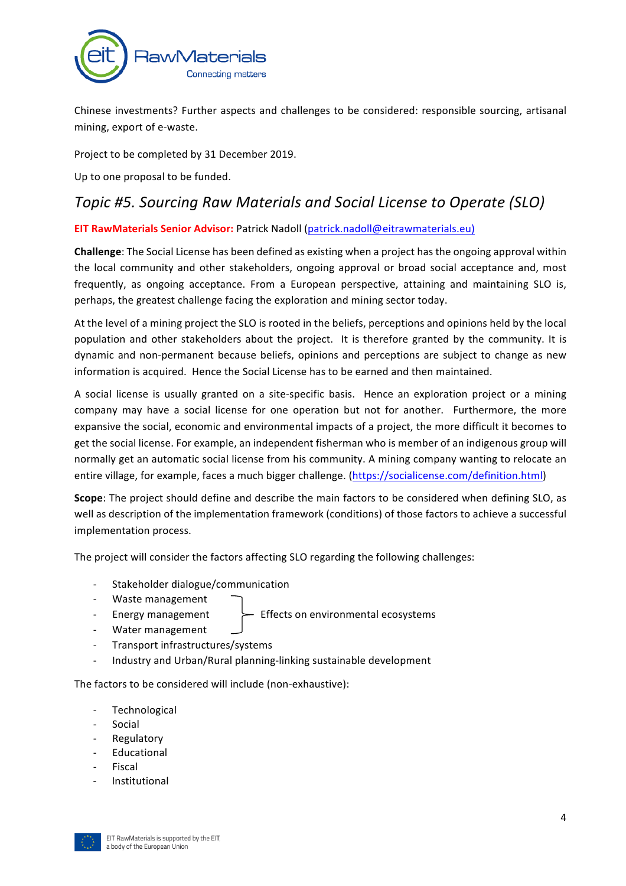Chinese investments? Further aspects and challenges to be considered: responsible sourcing, artisanal mining, export of e-waste.

Project to be completed by 31 December 2019.

Up to one proposal to be funded.

## *Topic #5. Sourcing Raw Materials and Social License to Operate (SLO)*

**EIT RawMaterials Senior Advisor:** Patrick Nadoll (patrick.nadoll@eitrawmaterials.eu)

**Challenge**: The Social License has been defined as existing when a project has the ongoing approval within the local community and other stakeholders, ongoing approval or broad social acceptance and, most frequently, as ongoing acceptance. From a European perspective, attaining and maintaining SLO is, perhaps, the greatest challenge facing the exploration and mining sector today.

At the level of a mining project the SLO is rooted in the beliefs, perceptions and opinions held by the local population and other stakeholders about the project. It is therefore granted by the community. It is dynamic and non-permanent because beliefs, opinions and perceptions are subject to change as new information is acquired. Hence the Social License has to be earned and then maintained.

A social license is usually granted on a site-specific basis. Hence an exploration project or a mining company may have a social license for one operation but not for another. Furthermore, the more expansive the social, economic and environmental impacts of a project, the more difficult it becomes to get the social license. For example, an independent fisherman who is member of an indigenous group will normally get an automatic social license from his community. A mining company wanting to relocate an entire village, for example, faces a much bigger challenge. (https://socialicense.com/definition.html)

**Scope**: The project should define and describe the main factors to be considered when defining SLO, as well as description of the implementation framework (conditions) of those factors to achieve a successful implementation process.

The project will consider the factors affecting SLO regarding the following challenges:

- Stakeholder dialogue/communication
- Waste management
- Energy management
- Water management

  (Waste, Energy and Water management: Effects on environmental ecosystems)
- Transport infrastructures/systems
- Industry and Urban/Rural planning-linking sustainable development

The factors to be considered will include (non-exhaustive):

- Technological
- Social
- Regulatory
- Educational
- Fiscal
- Institutional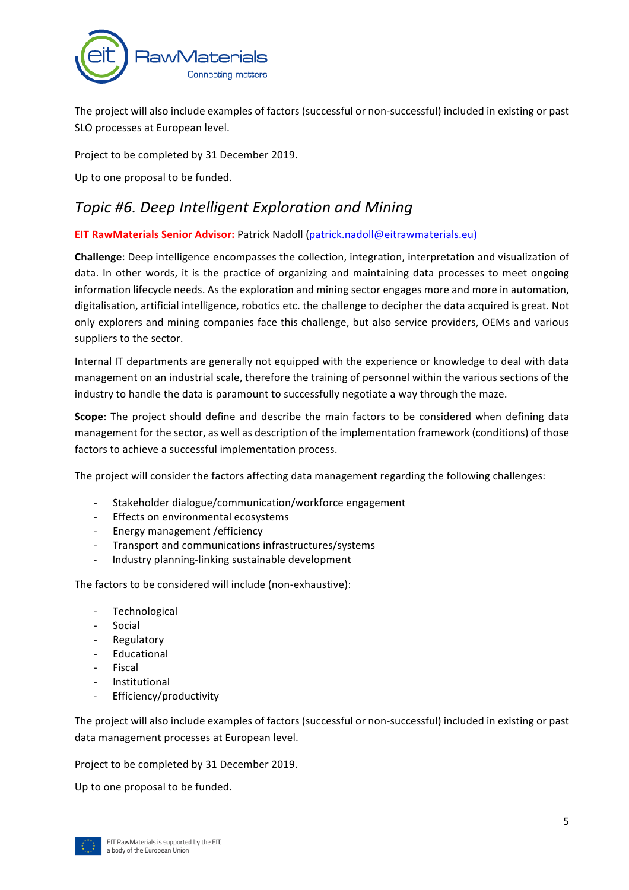The project will also include examples of factors (successful or non-successful) included in existing or past SLO processes at European level.

Project to be completed by 31 December 2019.

Up to one proposal to be funded.

## *Topic #6. Deep Intelligent Exploration and Mining*

**EIT RawMaterials Senior Advisor:** Patrick Nadoll (patrick.nadoll@eitrawmaterials.eu)

**Challenge**: Deep intelligence encompasses the collection, integration, interpretation and visualization of data. In other words, it is the practice of organizing and maintaining data processes to meet ongoing information lifecycle needs. As the exploration and mining sector engages more and more in automation, digitalisation, artificial intelligence, robotics etc. the challenge to decipher the data acquired is great. Not only explorers and mining companies face this challenge, but also service providers, OEMs and various suppliers to the sector.

Internal IT departments are generally not equipped with the experience or knowledge to deal with data management on an industrial scale, therefore the training of personnel within the various sections of the industry to handle the data is paramount to successfully negotiate a way through the maze.

**Scope**: The project should define and describe the main factors to be considered when defining data management for the sector, as well as description of the implementation framework (conditions) of those factors to achieve a successful implementation process.

The project will consider the factors affecting data management regarding the following challenges:

- Stakeholder dialogue/communication/workforce engagement
- Effects on environmental ecosystems
- Energy management /efficiency
- Transport and communications infrastructures/systems
- Industry planning-linking sustainable development

The factors to be considered will include (non-exhaustive):

- Technological
- Social
- Regulatory
- Educational
- Fiscal
- Institutional
- Efficiency/productivity

The project will also include examples of factors (successful or non-successful) included in existing or past data management processes at European level.

Project to be completed by 31 December 2019.

Up to one proposal to be funded.